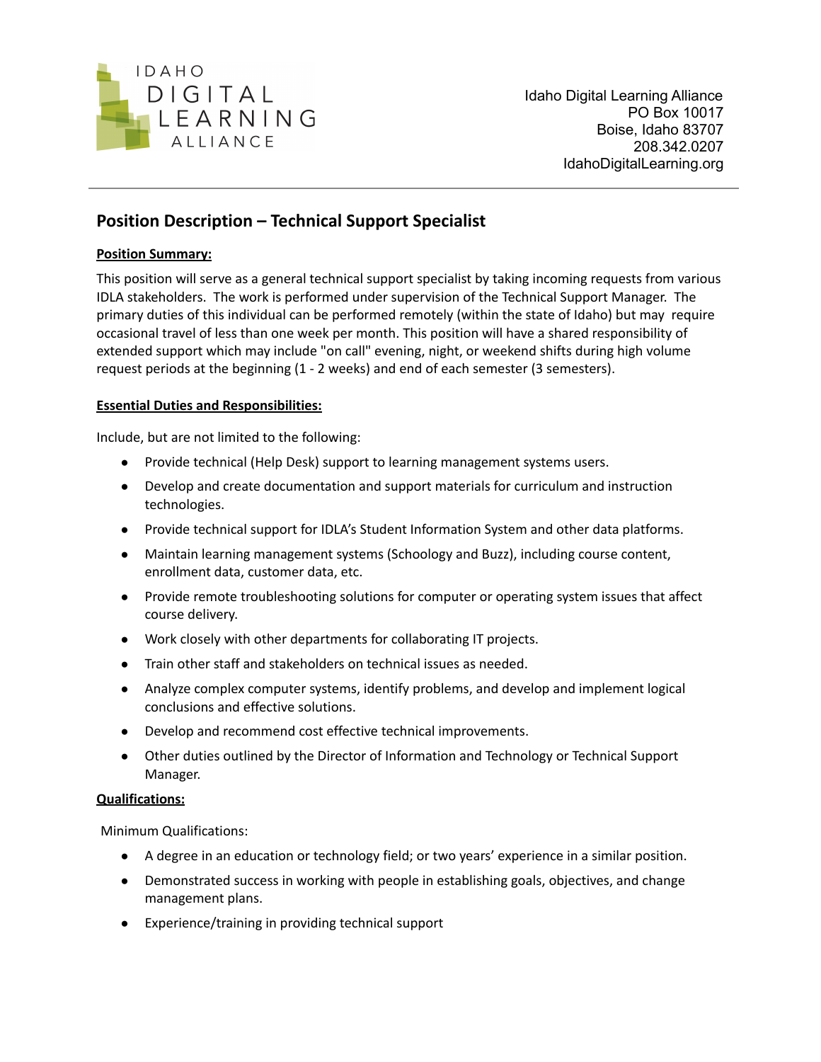IDAHO DIGITAL LEARNING ALLIANCE

Idaho Digital Learning Alliance
PO Box 10017
Boise, Idaho 83707
208.342.0207
IdahoDigitalLearning.org

## Position Description – Technical Support Specialist

**Position Summary:**

This position will serve as a general technical support specialist by taking incoming requests from various IDLA stakeholders. The work is performed under supervision of the Technical Support Manager. The primary duties of this individual can be performed remotely (within the state of Idaho) but may require occasional travel of less than one week per month. This position will have a shared responsibility of extended support which may include "on call" evening, night, or weekend shifts during high volume request periods at the beginning (1 - 2 weeks) and end of each semester (3 semesters).

**Essential Duties and Responsibilities:**

Include, but are not limited to the following:

- Provide technical (Help Desk) support to learning management systems users.
- Develop and create documentation and support materials for curriculum and instruction technologies.
- Provide technical support for IDLA's Student Information System and other data platforms.
- Maintain learning management systems (Schoology and Buzz), including course content, enrollment data, customer data, etc.
- Provide remote troubleshooting solutions for computer or operating system issues that affect course delivery.
- Work closely with other departments for collaborating IT projects.
- Train other staff and stakeholders on technical issues as needed.
- Analyze complex computer systems, identify problems, and develop and implement logical conclusions and effective solutions.
- Develop and recommend cost effective technical improvements.
- Other duties outlined by the Director of Information and Technology or Technical Support Manager.

**Qualifications:**

Minimum Qualifications:

- A degree in an education or technology field; or two years' experience in a similar position.
- Demonstrated success in working with people in establishing goals, objectives, and change management plans.
- Experience/training in providing technical support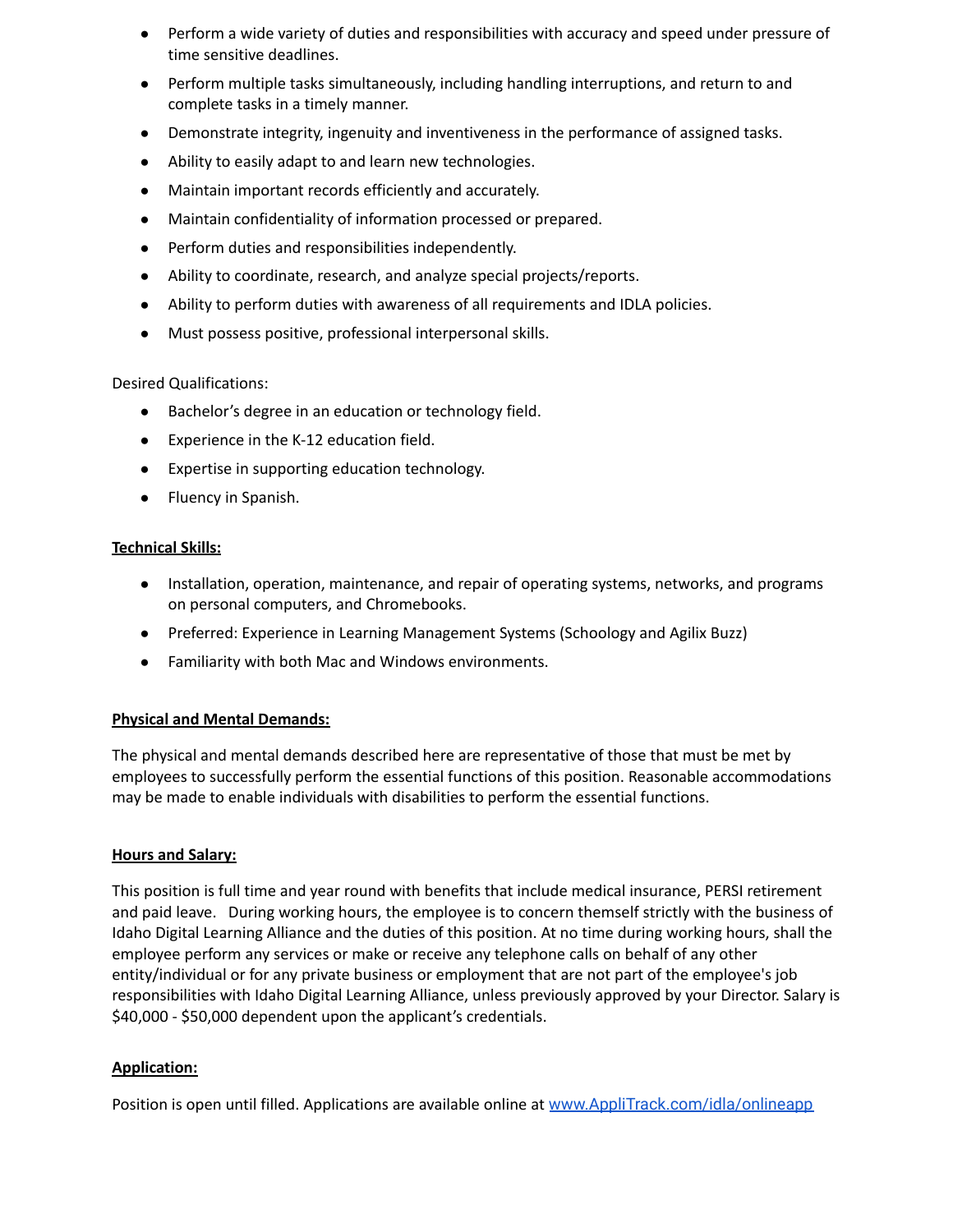- Perform a wide variety of duties and responsibilities with accuracy and speed under pressure of time sensitive deadlines.
- Perform multiple tasks simultaneously, including handling interruptions, and return to and complete tasks in a timely manner.
- Demonstrate integrity, ingenuity and inventiveness in the performance of assigned tasks.
- Ability to easily adapt to and learn new technologies.
- Maintain important records efficiently and accurately.
- Maintain confidentiality of information processed or prepared.
- Perform duties and responsibilities independently.
- Ability to coordinate, research, and analyze special projects/reports.
- Ability to perform duties with awareness of all requirements and IDLA policies.
- Must possess positive, professional interpersonal skills.

Desired Qualifications:

- Bachelor's degree in an education or technology field.
- Experience in the K-12 education field.
- Expertise in supporting education technology.
- Fluency in Spanish.

**Technical Skills:**

- Installation, operation, maintenance, and repair of operating systems, networks, and programs on personal computers, and Chromebooks.
- Preferred: Experience in Learning Management Systems (Schoology and Agilix Buzz)
- Familiarity with both Mac and Windows environments.

**Physical and Mental Demands:**

The physical and mental demands described here are representative of those that must be met by employees to successfully perform the essential functions of this position. Reasonable accommodations may be made to enable individuals with disabilities to perform the essential functions.

**Hours and Salary:**

This position is full time and year round with benefits that include medical insurance, PERSI retirement and paid leave. During working hours, the employee is to concern themself strictly with the business of Idaho Digital Learning Alliance and the duties of this position. At no time during working hours, shall the employee perform any services or make or receive any telephone calls on behalf of any other entity/individual or for any private business or employment that are not part of the employee's job responsibilities with Idaho Digital Learning Alliance, unless previously approved by your Director. Salary is $40,000 - $50,000 dependent upon the applicant's credentials.

**Application:**

Position is open until filled. Applications are available online at [www.AppliTrack.com/idla/onlineapp](http://www.AppliTrack.com/idla/onlineapp)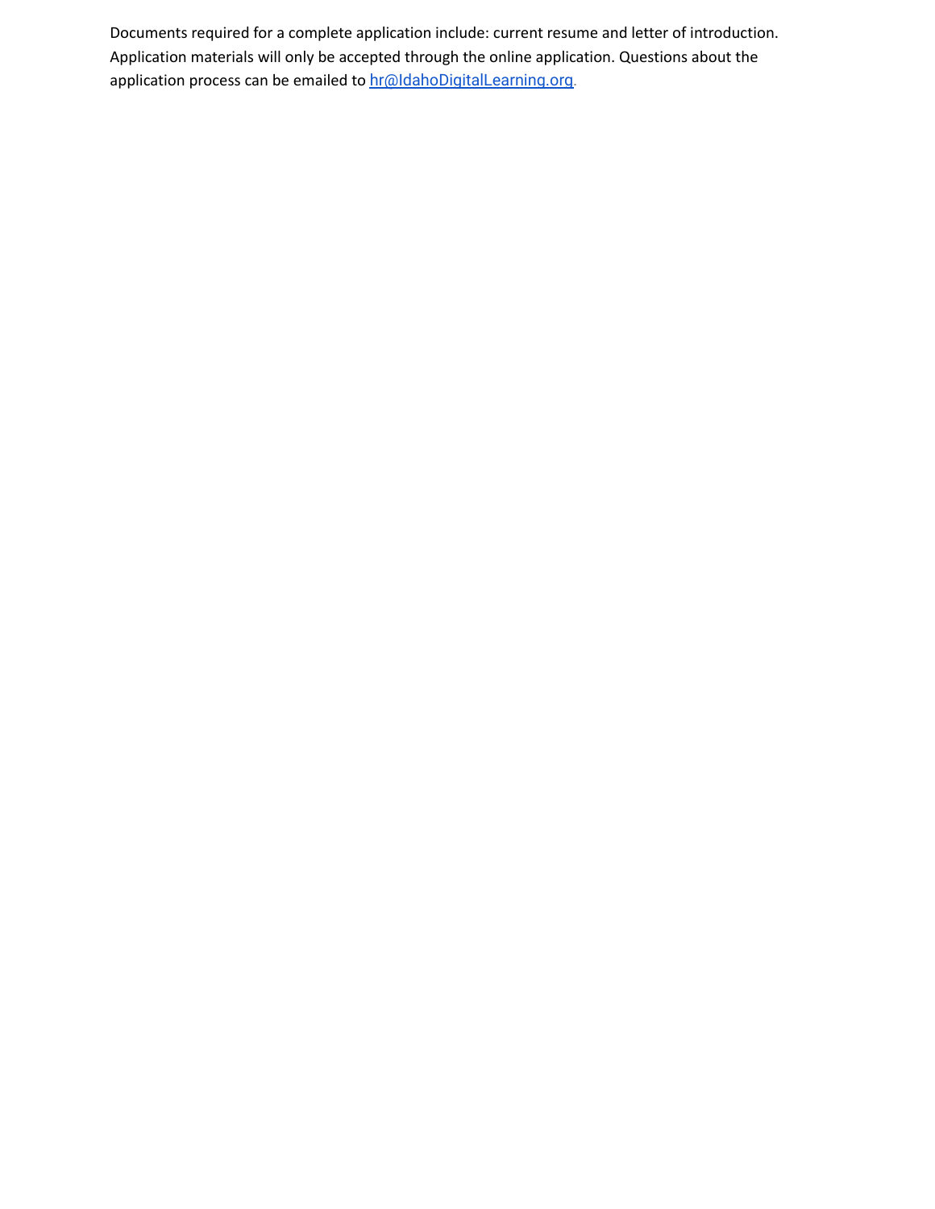Documents required for a complete application include: current resume and letter of introduction. Application materials will only be accepted through the online application. Questions about the application process can be emailed to hr@IdahoDigitalLearning.org.